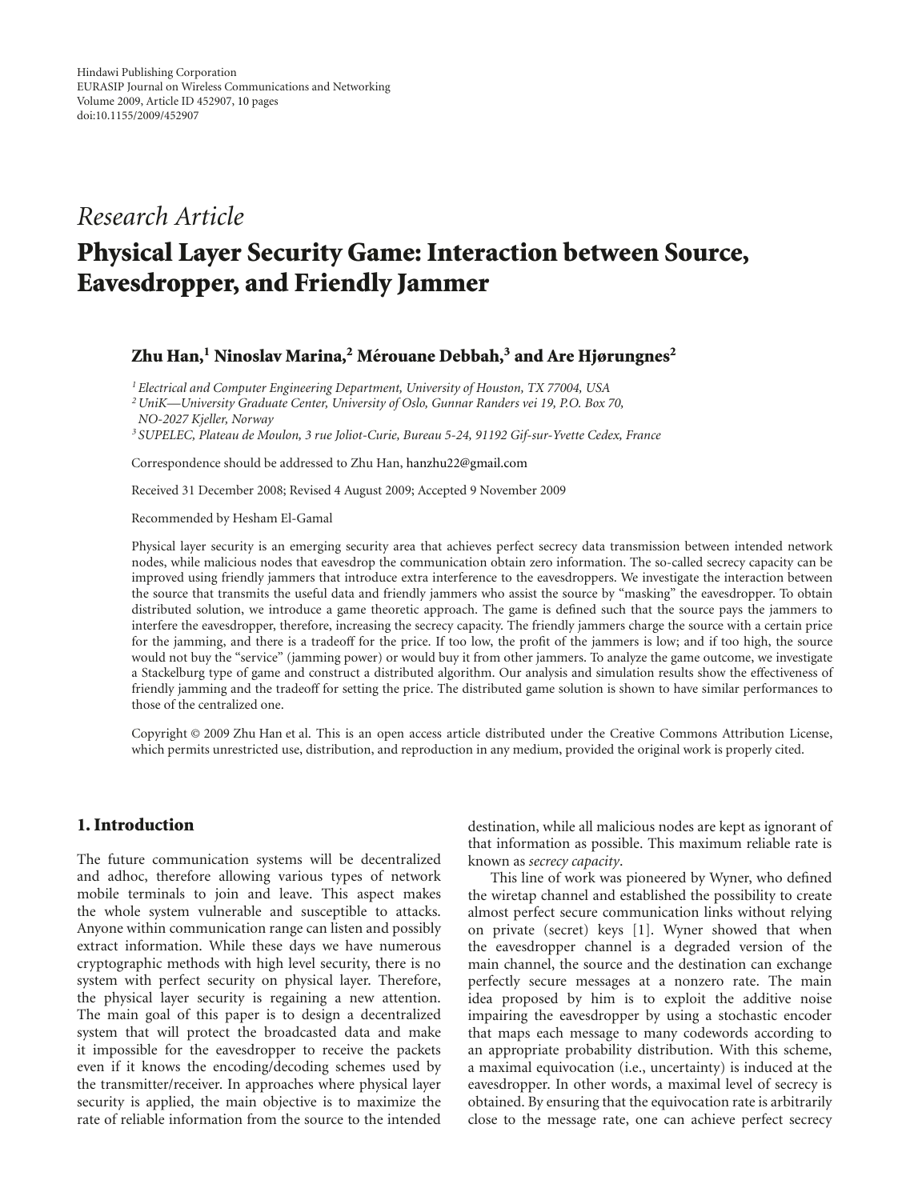Hindawi Publishing Corporation
EURASIP Journal on Wireless Communications and Networking
Volume 2009, Article ID 452907, 10 pages
doi:10.1155/2009/452907

*Research Article*

# Physical Layer Security Game: Interaction between Source, Eavesdropper, and Friendly Jammer

**Zhu Han,[1] Ninoslav Marina,[2] Mérouane Debbah,[3] and Are Hjørungnes[2]**

[1] *Electrical and Computer Engineering Department, University of Houston, TX 77004, USA*
[2] *UniK—University Graduate Center, University of Oslo, Gunnar Randers vei 19, P.O. Box 70, NO-2027 Kjeller, Norway*
[3] *SUPELEC, Plateau de Moulon, 3 rue Joliot-Curie, Bureau 5-24, 91192 Gif-sur-Yvette Cedex, France*

Correspondence should be addressed to Zhu Han, hanzhu22@gmail.com

Received 31 December 2008; Revised 4 August 2009; Accepted 9 November 2009

Recommended by Hesham El-Gamal

Physical layer security is an emerging security area that achieves perfect secrecy data transmission between intended network nodes, while malicious nodes that eavesdrop the communication obtain zero information. The so-called secrecy capacity can be improved using friendly jammers that introduce extra interference to the eavesdroppers. We investigate the interaction between the source that transmits the useful data and friendly jammers who assist the source by "masking" the eavesdropper. To obtain distributed solution, we introduce a game theoretic approach. The game is defined such that the source pays the jammers to interfere the eavesdropper, therefore, increasing the secrecy capacity. The friendly jammers charge the source with a certain price for the jamming, and there is a tradeoff for the price. If too low, the profit of the jammers is low; and if too high, the source would not buy the "service" (jamming power) or would buy it from other jammers. To analyze the game outcome, we investigate a Stackelburg type of game and construct a distributed algorithm. Our analysis and simulation results show the effectiveness of friendly jamming and the tradeoff for setting the price. The distributed game solution is shown to have similar performances to those of the centralized one.

Copyright © 2009 Zhu Han et al. This is an open access article distributed under the Creative Commons Attribution License, which permits unrestricted use, distribution, and reproduction in any medium, provided the original work is properly cited.

## 1. Introduction

The future communication systems will be decentralized and adhoc, therefore allowing various types of network mobile terminals to join and leave. This aspect makes the whole system vulnerable and susceptible to attacks. Anyone within communication range can listen and possibly extract information. While these days we have numerous cryptographic methods with high level security, there is no system with perfect security on physical layer. Therefore, the physical layer security is regaining a new attention. The main goal of this paper is to design a decentralized system that will protect the broadcasted data and make it impossible for the eavesdropper to receive the packets even if it knows the encoding/decoding schemes used by the transmitter/receiver. In approaches where physical layer security is applied, the main objective is to maximize the rate of reliable information from the source to the intended destination, while all malicious nodes are kept as ignorant of that information as possible. This maximum reliable rate is known as *secrecy capacity*.

This line of work was pioneered by Wyner, who defined the wiretap channel and established the possibility to create almost perfect secure communication links without relying on private (secret) keys [1]. Wyner showed that when the eavesdropper channel is a degraded version of the main channel, the source and the destination can exchange perfectly secure messages at a nonzero rate. The main idea proposed by him is to exploit the additive noise impairing the eavesdropper by using a stochastic encoder that maps each message to many codewords according to an appropriate probability distribution. With this scheme, a maximal equivocation (i.e., uncertainty) is induced at the eavesdropper. In other words, a maximal level of secrecy is obtained. By ensuring that the equivocation rate is arbitrarily close to the message rate, one can achieve perfect secrecy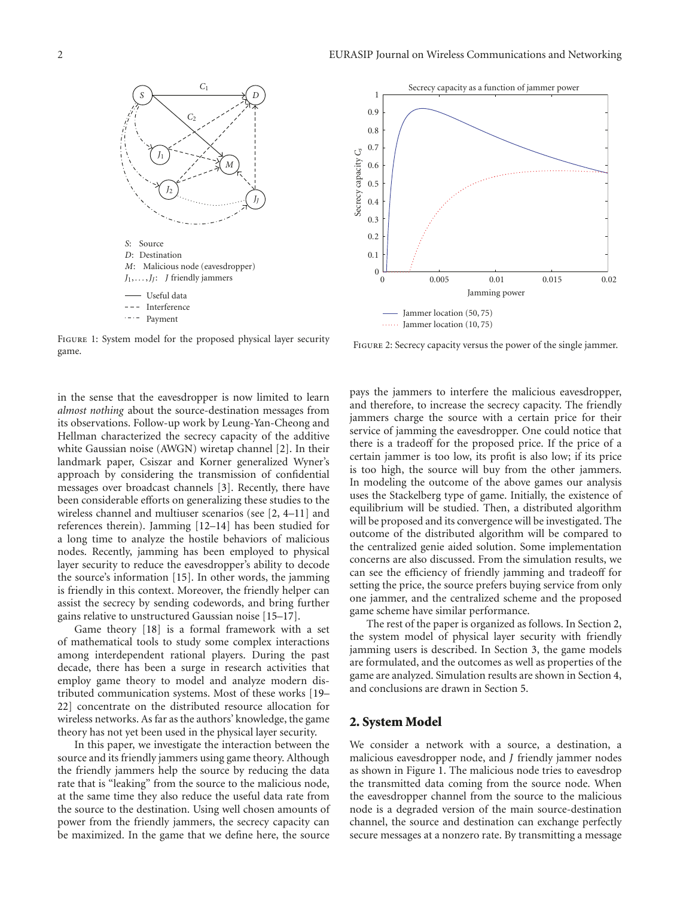Figure 1: System model for the proposed physical layer security game.

Figure 2: Secrecy capacity versus the power of the single jammer.

in the sense that the eavesdropper is now limited to learn *almost nothing* about the source-destination messages from its observations. Follow-up work by Leung-Yan-Cheong and Hellman characterized the secrecy capacity of the additive white Gaussian noise (AWGN) wiretap channel [2]. In their landmark paper, Csiszar and Korner generalized Wyner's approach by considering the transmission of confidential messages over broadcast channels [3]. Recently, there have been considerable efforts on generalizing these studies to the wireless channel and multiuser scenarios (see [2, 4–11] and references therein). Jamming [12–14] has been studied for a long time to analyze the hostile behaviors of malicious nodes. Recently, jamming has been employed to physical layer security to reduce the eavesdropper's ability to decode the source's information [15]. In other words, the jamming is friendly in this context. Moreover, the friendly helper can assist the secrecy by sending codewords, and bring further gains relative to unstructured Gaussian noise [15–17].

Game theory [18] is a formal framework with a set of mathematical tools to study some complex interactions among interdependent rational players. During the past decade, there has been a surge in research activities that employ game theory to model and analyze modern distributed communication systems. Most of these works [19–22] concentrate on the distributed resource allocation for wireless networks. As far as the authors' knowledge, the game theory has not yet been used in the physical layer security.

In this paper, we investigate the interaction between the source and its friendly jammers using game theory. Although the friendly jammers help the source by reducing the data rate that is "leaking" from the source to the malicious node, at the same time they also reduce the useful data rate from the source to the destination. Using well chosen amounts of power from the friendly jammers, the secrecy capacity can be maximized. In the game that we define here, the source pays the jammers to interfere the malicious eavesdropper, and therefore, to increase the secrecy capacity. The friendly jammers charge the source with a certain price for their service of jamming the eavesdropper. One could notice that there is a tradeoff for the proposed price. If the price of a certain jammer is too low, its profit is also low; if its price is too high, the source will buy from the other jammers. In modeling the outcome of the above games our analysis uses the Stackelberg type of game. Initially, the existence of equilibrium will be studied. Then, a distributed algorithm will be proposed and its convergence will be investigated. The outcome of the distributed algorithm will be compared to the centralized genie aided solution. Some implementation concerns are also discussed. From the simulation results, we can see the efficiency of friendly jamming and tradeoff for setting the price, the source prefers buying service from only one jammer, and the centralized scheme and the proposed game scheme have similar performance.

The rest of the paper is organized as follows. In Section 2, the system model of physical layer security with friendly jamming users is described. In Section 3, the game models are formulated, and the outcomes as well as properties of the game are analyzed. Simulation results are shown in Section 4, and conclusions are drawn in Section 5.

## 2. System Model

We consider a network with a source, a destination, a malicious eavesdropper node, and $J$ friendly jammer nodes as shown in Figure 1. The malicious node tries to eavesdrop the transmitted data coming from the source node. When the eavesdropper channel from the source to the malicious node is a degraded version of the main source-destination channel, the source and destination can exchange perfectly secure messages at a nonzero rate. By transmitting a message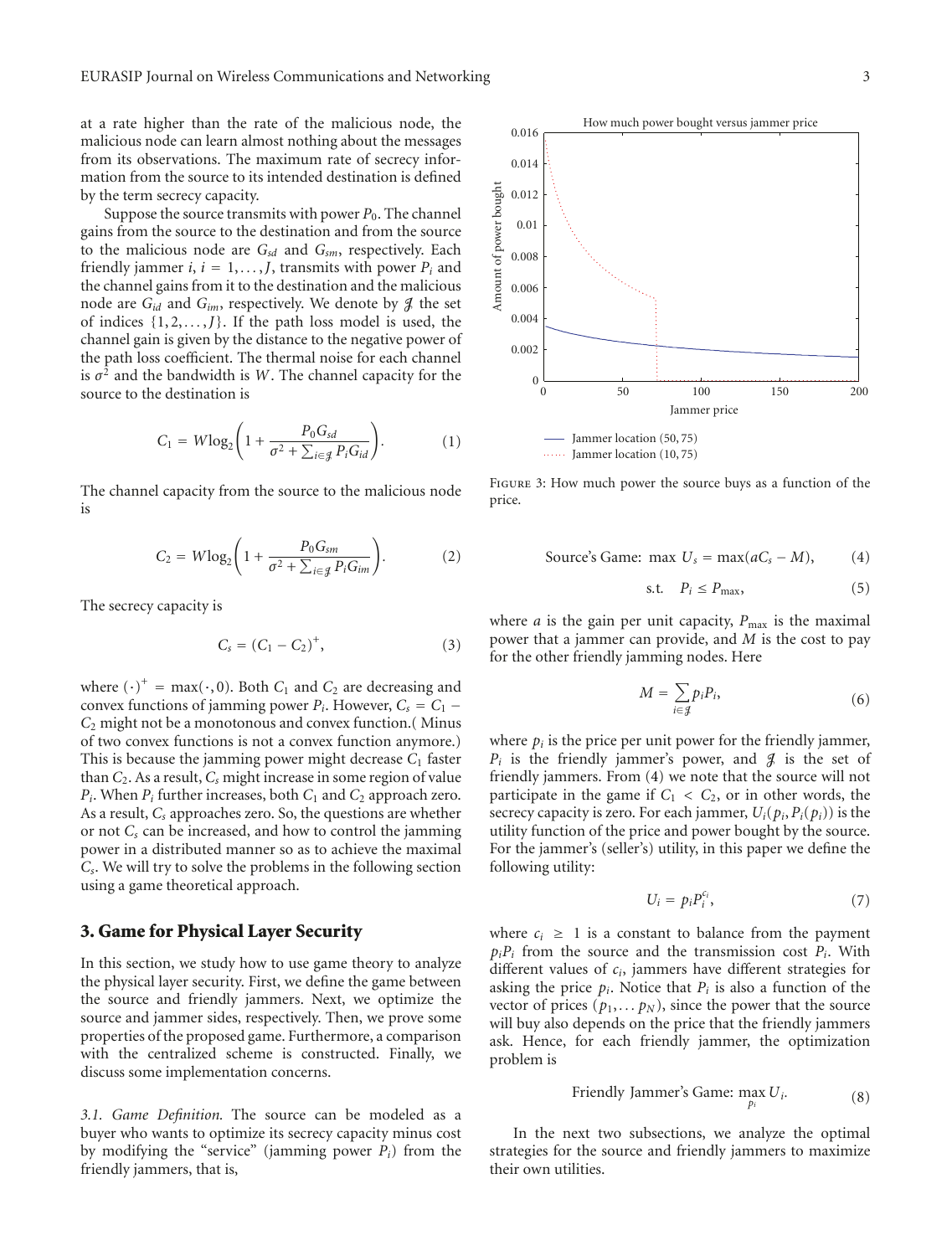at a rate higher than the rate of the malicious node, the malicious node can learn almost nothing about the messages from its observations. The maximum rate of secrecy information from the source to its intended destination is defined by the term secrecy capacity.

Suppose the source transmits with power $P_0$. The channel gains from the source to the destination and from the source to the malicious node are $G_{sd}$ and $G_{sm}$, respectively. Each friendly jammer $i$, $i = 1, \dots, J$, transmits with power $P_i$ and the channel gains from it to the destination and the malicious node are $G_{id}$ and $G_{im}$, respectively. We denote by $\mathcal{J}$ the set of indices $\{1, 2, \dots, J\}$. If the path loss model is used, the channel gain is given by the distance to the negative power of the path loss coefficient. The thermal noise for each channel is $\sigma^2$ and the bandwidth is $W$. The channel capacity for the source to the destination is

$$C_1 = W \log_2 \left( 1 + \frac{P_0 G_{sd}}{\sigma^2 + \sum_{i \in \mathcal{J}} P_i G_{id}} \right). \tag{1}$$

The channel capacity from the source to the malicious node is

$$C_2 = W \log_2 \left( 1 + \frac{P_0 G_{sm}}{\sigma^2 + \sum_{i \in \mathcal{J}} P_i G_{im}} \right). \tag{2}$$

The secrecy capacity is

$$C_s = (C_1 - C_2)^+, \tag{3}$$

where $(\cdot)^+ = \max(\cdot, 0)$. Both $C_1$ and $C_2$ are decreasing and convex functions of jamming power $P_i$. However, $C_s = C_1 - C_2$ might not be a monotonous and convex function.( Minus of two convex functions is not a convex function anymore.) This is because the jamming power might decrease $C_1$ faster than $C_2$. As a result, $C_s$ might increase in some region of value $P_i$. When $P_i$ further increases, both $C_1$ and $C_2$ approach zero. As a result, $C_s$ approaches zero. So, the questions are whether or not $C_s$ can be increased, and how to control the jamming power in a distributed manner so as to achieve the maximal $C_s$. We will try to solve the problems in the following section using a game theoretical approach.

## 3. Game for Physical Layer Security

In this section, we study how to use game theory to analyze the physical layer security. First, we define the game between the source and friendly jammers. Next, we optimize the source and jammer sides, respectively. Then, we prove some properties of the proposed game. Furthermore, a comparison with the centralized scheme is constructed. Finally, we discuss some implementation concerns.

*3.1. Game Definition.* The source can be modeled as a buyer who wants to optimize its secrecy capacity minus cost by modifying the "service" (jamming power $P_i$) from the friendly jammers, that is,

$$\text{Source's Game: } \max U_s = \max(aC_s - M), \tag{4}$$

$$\text{s.t.} \quad P_i \le P_{\max}, \tag{5}$$

where $a$ is the gain per unit capacity, $P_{\max}$ is the maximal power that a jammer can provide, and $M$ is the cost to pay for the other friendly jamming nodes. Here

$$M = \sum_{i \in \mathcal{J}} p_i P_i, \tag{6}$$

where $p_i$ is the price per unit power for the friendly jammer, $P_i$ is the friendly jammer's power, and $\mathcal{J}$ is the set of friendly jammers. From (4) we note that the source will not participate in the game if $C_1 < C_2$, or in other words, the secrecy capacity is zero. For each jammer, $U_i(p_i, P_i(p_i))$ is the utility function of the price and power bought by the source. For the jammer's (seller's) utility, in this paper we define the following utility:

$$U_i = p_i P_i^{c_i}, \tag{7}$$

where $c_i \ge 1$ is a constant to balance from the payment $p_i P_i$ from the source and the transmission cost $P_i$. With different values of $c_i$, jammers have different strategies for asking the price $p_i$. Notice that $P_i$ is also a function of the vector of prices $(p_1, \dots p_N)$, since the power that the source will buy also depends on the price that the friendly jammers ask. Hence, for each friendly jammer, the optimization problem is

$$\text{Friendly Jammer's Game: } \max_{p_i} U_i. \tag{8}$$

In the next two subsections, we analyze the optimal strategies for the source and friendly jammers to maximize their own utilities.

How much power bought versus jammer price

Jammer location (50, 75)
Jammer location (10, 75)

Figure 3: How much power the source buys as a function of the price.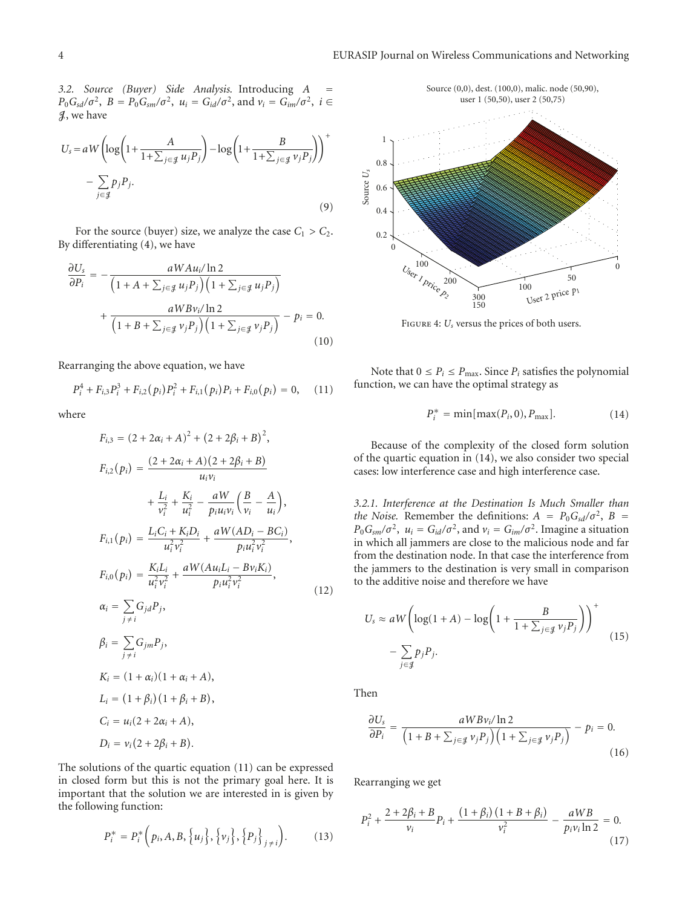*3.2. Source (Buyer) Side Analysis.* Introducing $A = P_0G_{sd}/\sigma^2$, $B = P_0G_{sm}/\sigma^2$, $u_i = G_{id}/\sigma^2$, and $v_i = G_{im}/\sigma^2$, $i \in \mathcal{J}$, we have

$$U_s = aW\left(\log\left(1+\frac{A}{1+\sum_{j\in\mathcal{J}} u_jP_j}\right)-\log\left(1+\frac{B}{1+\sum_{j\in\mathcal{J}} v_jP_j}\right)\right)^+ - \sum_{j\in\mathcal{J}} p_jP_j. \tag{9}$$

For the source (buyer) size, we analyze the case $C_1 > C_2$. By differentiating (4), we have

$$\frac{\partial U_s}{\partial P_i} = -\frac{aWAu_i/\ln 2}{\left(1+A+\sum_{j\in\mathcal{J}} u_jP_j\right)\left(1+\sum_{j\in\mathcal{J}} u_jP_j\right)} + \frac{aWBv_i/\ln 2}{\left(1+B+\sum_{j\in\mathcal{J}} v_jP_j\right)\left(1+\sum_{j\in\mathcal{J}} v_jP_j\right)} - p_i = 0. \tag{10}$$

Rearranging the above equation, we have

$$P_i^4 + F_{i,3}P_i^3 + F_{i,2}(p_i)P_i^2 + F_{i,1}(p_i)P_i + F_{i,0}(p_i) = 0, \tag{11}$$

where

$$\begin{aligned}
F_{i,3} &= (2+2\alpha_i+A)^2 + (2+2\beta_i+B)^2,\\
F_{i,2}(p_i) &= \frac{(2+2\alpha_i+A)(2+2\beta_i+B)}{u_iv_i} + \frac{L_i}{v_i^2} + \frac{K_i}{u_i^2} - \frac{aW}{p_iu_iv_i}\left(\frac{B}{v_i}-\frac{A}{u_i}\right),\\
F_{i,1}(p_i) &= \frac{L_iC_i+K_iD_i}{u_i^2v_i^2} + \frac{aW(AD_i-BC_i)}{p_iu_i^2v_i^2},\\
F_{i,0}(p_i) &= \frac{K_iL_i}{u_i^2v_i^2} + \frac{aW(Au_iL_i-Bv_iK_i)}{p_iu_i^2v_i^2},\\
\alpha_i &= \sum_{j\neq i} G_{jd}P_j,\\
\beta_i &= \sum_{j\neq i} G_{jm}P_j,\\
K_i &= (1+\alpha_i)(1+\alpha_i+A),\\
L_i &= (1+\beta_i)(1+\beta_i+B),\\
C_i &= u_i(2+2\alpha_i+A),\\
D_i &= v_i(2+2\beta_i+B).
\end{aligned} \tag{12}$$

The solutions of the quartic equation (11) can be expressed in closed form but this is not the primary goal here. It is important that the solution we are interested in is given by the following function:

$$P_i^* = P_i^*\left(p_i, A, B, \{u_j\}, \{v_j\}, \{P_j\}_{j\neq i}\right). \tag{13}$$

Source (0,0), dest. (100,0), malic. node (50,90), user 1 (50,50), user 2 (50,75)

Figure 4: $U_s$ versus the prices of both users.

Note that $0 \le P_i \le P_{\max}$. Since $P_i$ satisfies the polynomial function, we can have the optimal strategy as

$$P_i^* = \min[\max(P_i, 0), P_{\max}]. \tag{14}$$

Because of the complexity of the closed form solution of the quartic equation in (14), we also consider two special cases: low interference case and high interference case.

*3.2.1. Interference at the Destination Is Much Smaller than the Noise.* Remember the definitions: $A = P_0G_{sd}/\sigma^2$, $B = P_0G_{sm}/\sigma^2$, $u_i = G_{id}/\sigma^2$, and $v_i = G_{im}/\sigma^2$. Imagine a situation in which all jammers are close to the malicious node and far from the destination node. In that case the interference from the jammers to the destination is very small in comparison to the additive noise and therefore we have

$$U_s \approx aW\left(\log(1+A) - \log\left(1+\frac{B}{1+\sum_{j\in\mathcal{J}} v_jP_j}\right)\right)^+ - \sum_{j\in\mathcal{J}} p_jP_j. \tag{15}$$

Then

$$\frac{\partial U_s}{\partial P_i} = \frac{aWBv_i/\ln 2}{\left(1+B+\sum_{j\in\mathcal{J}} v_jP_j\right)\left(1+\sum_{j\in\mathcal{J}} v_jP_j\right)} - p_i = 0. \tag{16}$$

Rearranging we get

$$P_i^2 + \frac{2+2\beta_i+B}{v_i}P_i + \frac{(1+\beta_i)(1+B+\beta_i)}{v_i^2} - \frac{aWB}{p_iv_i\ln 2} = 0. \tag{17}$$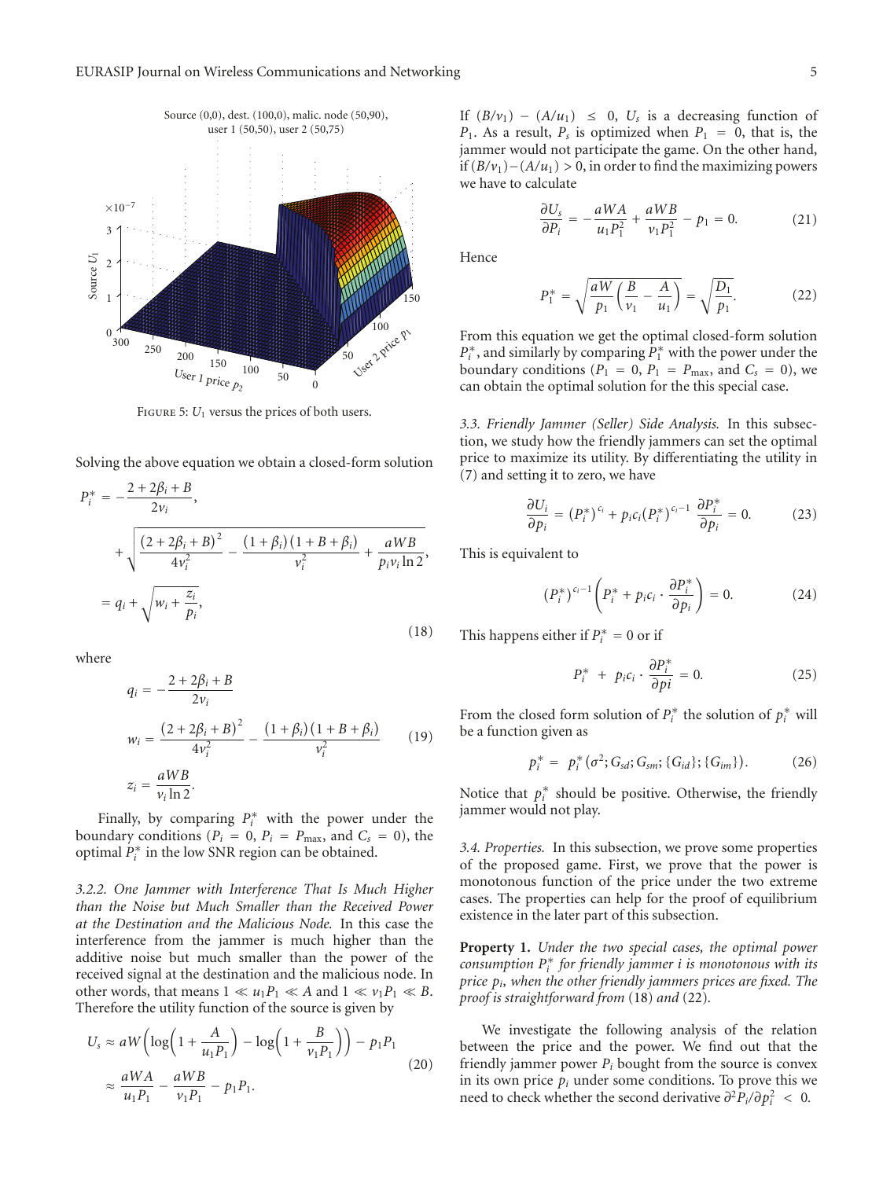FIGURE 5: $U_1$ versus the prices of both users.

Solving the above equation we obtain a closed-form solution

$$
\begin{aligned}
P_i^* &= -\frac{2+2\beta_i+B}{2v_i}, \\
&\quad + \sqrt{\frac{(2+2\beta_i+B)^2}{4v_i^2} - \frac{(1+\beta_i)(1+B+\beta_i)}{v_i^2} + \frac{aWB}{p_i v_i \ln 2}}, \\
&= q_i + \sqrt{w_i + \frac{z_i}{p_i}},
\end{aligned}
\tag{18}
$$

where

$$
\begin{aligned}
q_i &= -\frac{2+2\beta_i+B}{2v_i} \\
w_i &= \frac{(2+2\beta_i+B)^2}{4v_i^2} - \frac{(1+\beta_i)(1+B+\beta_i)}{v_i^2} \\
z_i &= \frac{aWB}{v_i \ln 2}.
\end{aligned}
\tag{19}
$$

Finally, by comparing $P_i^*$ with the power under the boundary conditions ($P_i = 0$, $P_i = P_{\max}$, and $C_s = 0$), the optimal $P_i^*$ in the low SNR region can be obtained.

*3.2.2. One Jammer with Interference That Is Much Higher than the Noise but Much Smaller than the Received Power at the Destination and the Malicious Node.* In this case the interference from the jammer is much higher than the additive noise but much smaller than the power of the received signal at the destination and the malicious node. In other words, that means $1 \ll u_1 P_1 \ll A$ and $1 \ll v_1 P_1 \ll B$. Therefore the utility function of the source is given by

$$
\begin{aligned}
U_s &\approx aW\left(\log\left(1+\frac{A}{u_1 P_1}\right) - \log\left(1+\frac{B}{v_1 P_1}\right)\right) - p_1 P_1 \\
&\approx \frac{aWA}{u_1 P_1} - \frac{aWB}{v_1 P_1} - p_1 P_1.
\end{aligned}
\tag{20}
$$

If $(B/v_1) - (A/u_1) \leq 0$, $U_s$ is a decreasing function of $P_1$. As a result, $P_s$ is optimized when $P_1 = 0$, that is, the jammer would not participate the game. On the other hand, if $(B/v_1) - (A/u_1) > 0$, in order to find the maximizing powers we have to calculate

$$
\frac{\partial U_s}{\partial P_i} = -\frac{aWA}{u_1 P_1^2} + \frac{aWB}{v_1 P_1^2} - p_1 = 0. \tag{21}
$$

Hence

$$
P_1^* = \sqrt{\frac{aW}{p_1}\left(\frac{B}{v_1} - \frac{A}{u_1}\right)} = \sqrt{\frac{D_1}{p_1}}. \tag{22}
$$

From this equation we get the optimal closed-form solution $P_i^*$, and similarly by comparing $P_1^*$ with the power under the boundary conditions ($P_1 = 0$, $P_1 = P_{\max}$, and $C_s = 0$), we can obtain the optimal solution for the this special case.

*3.3. Friendly Jammer (Seller) Side Analysis.* In this subsection, we study how the friendly jammers can set the optimal price to maximize its utility. By differentiating the utility in (7) and setting it to zero, we have

$$
\frac{\partial U_i}{\partial p_i} = (P_i^*)^{c_i} + p_i c_i (P_i^*)^{c_i - 1} \frac{\partial P_i^*}{\partial p_i} = 0. \tag{23}
$$

This is equivalent to

$$
(P_i^*)^{c_i - 1}\left(P_i^* + p_i c_i \cdot \frac{\partial P_i^*}{\partial p_i}\right) = 0. \tag{24}
$$

This happens either if $P_i^* = 0$ or if

$$
P_i^* + p_i c_i \cdot \frac{\partial P_i^*}{\partial pi} = 0. \tag{25}
$$

From the closed form solution of $P_i^*$ the solution of $p_i^*$ will be a function given as

$$
p_i^* = p_i^*\left(\sigma^2; G_{sd}; G_{sm}; \{G_{id}\}; \{G_{im}\}\right). \tag{26}
$$

Notice that $p_i^*$ should be positive. Otherwise, the friendly jammer would not play.

*3.4. Properties.* In this subsection, we prove some properties of the proposed game. First, we prove that the power is monotonous function of the price under the two extreme cases. The properties can help for the proof of equilibrium existence in the later part of this subsection.

**Property 1.** *Under the two special cases, the optimal power consumption $P_i^*$ for friendly jammer $i$ is monotonous with its price $p_i$, when the other friendly jammers prices are fixed. The proof is straightforward from* (18) *and* (22).

We investigate the following analysis of the relation between the price and the power. We find out that the friendly jammer power $P_i$ bought from the source is convex in its own price $p_i$ under some conditions. To prove this we need to check whether the second derivative $\partial^2 P_i / \partial p_i^2 < 0$.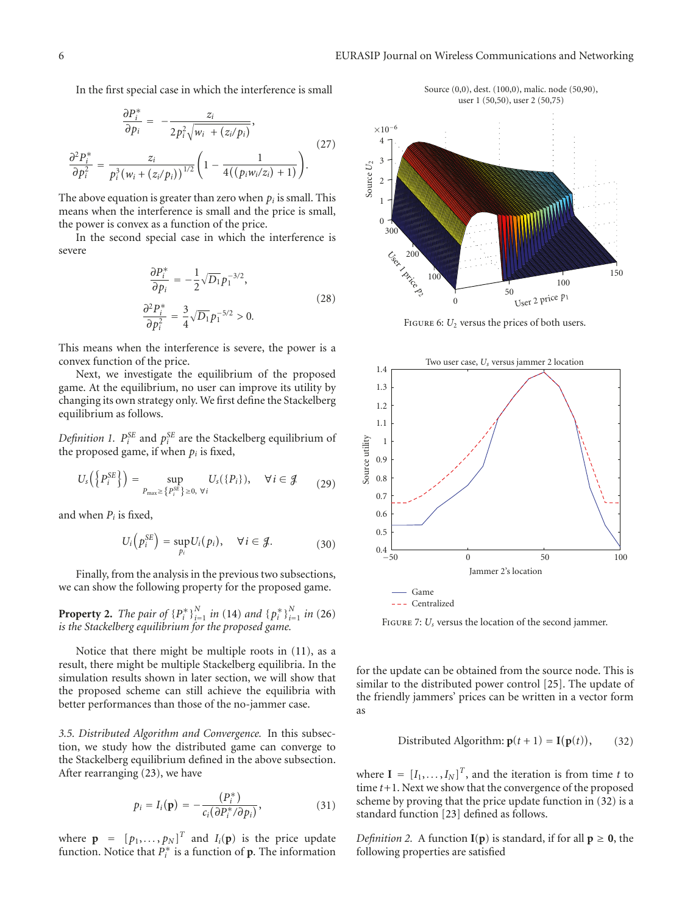In the first special case in which the interference is small

$$\frac{\partial P_i^*}{\partial p_i} = -\frac{z_i}{2p_i^2\sqrt{w_i + (z_i/p_i)}},$$
$$\frac{\partial^2 P_i^*}{\partial p_i^2} = \frac{z_i}{p_i^3\left(w_i + (z_i/p_i)\right)^{1/2}}\left(1 - \frac{1}{4\left((p_i w_i/z_i) + 1\right)}\right). \tag{27}$$

The above equation is greater than zero when $p_i$ is small. This means when the interference is small and the price is small, the power is convex as a function of the price.

In the second special case in which the interference is severe

$$\frac{\partial P_i^*}{\partial p_i} = -\frac{1}{2}\sqrt{D_1}p_1^{-3/2},$$
$$\frac{\partial^2 P_i^*}{\partial p_i^2} = \frac{3}{4}\sqrt{D_1}p_1^{-5/2} > 0. \tag{28}$$

This means when the interference is severe, the power is a convex function of the price.

Next, we investigate the equilibrium of the proposed game. At the equilibrium, no user can improve its utility by changing its own strategy only. We first define the Stackelberg equilibrium as follows.

*Definition 1.* $P_i^{SE}$ and $p_i^{SE}$ are the Stackelberg equilibrium of the proposed game, if when $p_i$ is fixed,

$$U_s\left(\left\{P_i^{SE}\right\}\right) = \sup_{P_{\max} \geq \{P_i^{SE}\} \geq 0,\ \forall i} U_s(\{P_i\}), \quad \forall i \in \mathcal{J} \tag{29}$$

and when $P_i$ is fixed,

$$U_i\left(p_i^{SE}\right) = \sup_{p_i} U_i(p_i), \quad \forall i \in \mathcal{J}. \tag{30}$$

Finally, from the analysis in the previous two subsections, we can show the following property for the proposed game.

**Property 2.** *The pair of $\{P_i^*\}_{i=1}^N$ in* (14) *and $\{p_i^*\}_{i=1}^N$ in* (26) *is the Stackelberg equilibrium for the proposed game.*

Notice that there might be multiple roots in (11), as a result, there might be multiple Stackelberg equilibria. In the simulation results shown in later section, we will show that the proposed scheme can still achieve the equilibria with better performances than those of the no-jammer case.

*3.5. Distributed Algorithm and Convergence.* In this subsection, we study how the distributed game can converge to the Stackelberg equilibrium defined in the above subsection. After rearranging (23), we have

$$p_i = I_i(\mathbf{p}) = -\frac{(P_i^*)}{c_i(\partial P_i^*/\partial p_i)}, \tag{31}$$

where $\mathbf{p} = [p_1, \ldots, p_N]^T$ and $I_i(\mathbf{p})$ is the price update function. Notice that $P_i^*$ is a function of $\mathbf{p}$. The information for the update can be obtained from the source node. This is similar to the distributed power control [25]. The update of the friendly jammers' prices can be written in a vector form as

$$\text{Distributed Algorithm: } \mathbf{p}(t+1) = \mathbf{I}(\mathbf{p}(t)), \tag{32}$$

where $\mathbf{I} = [I_1, \ldots, I_N]^T$, and the iteration is from time $t$ to time $t+1$. Next we show that the convergence of the proposed scheme by proving that the price update function in (32) is a standard function [23] defined as follows.

*Definition 2.* A function $\mathbf{I}(\mathbf{p})$ is standard, if for all $\mathbf{p} \geq \mathbf{0}$, the following properties are satisfied

Figure 6: $U_2$ versus the prices of both users.

Figure 7: $U_s$ versus the location of the second jammer.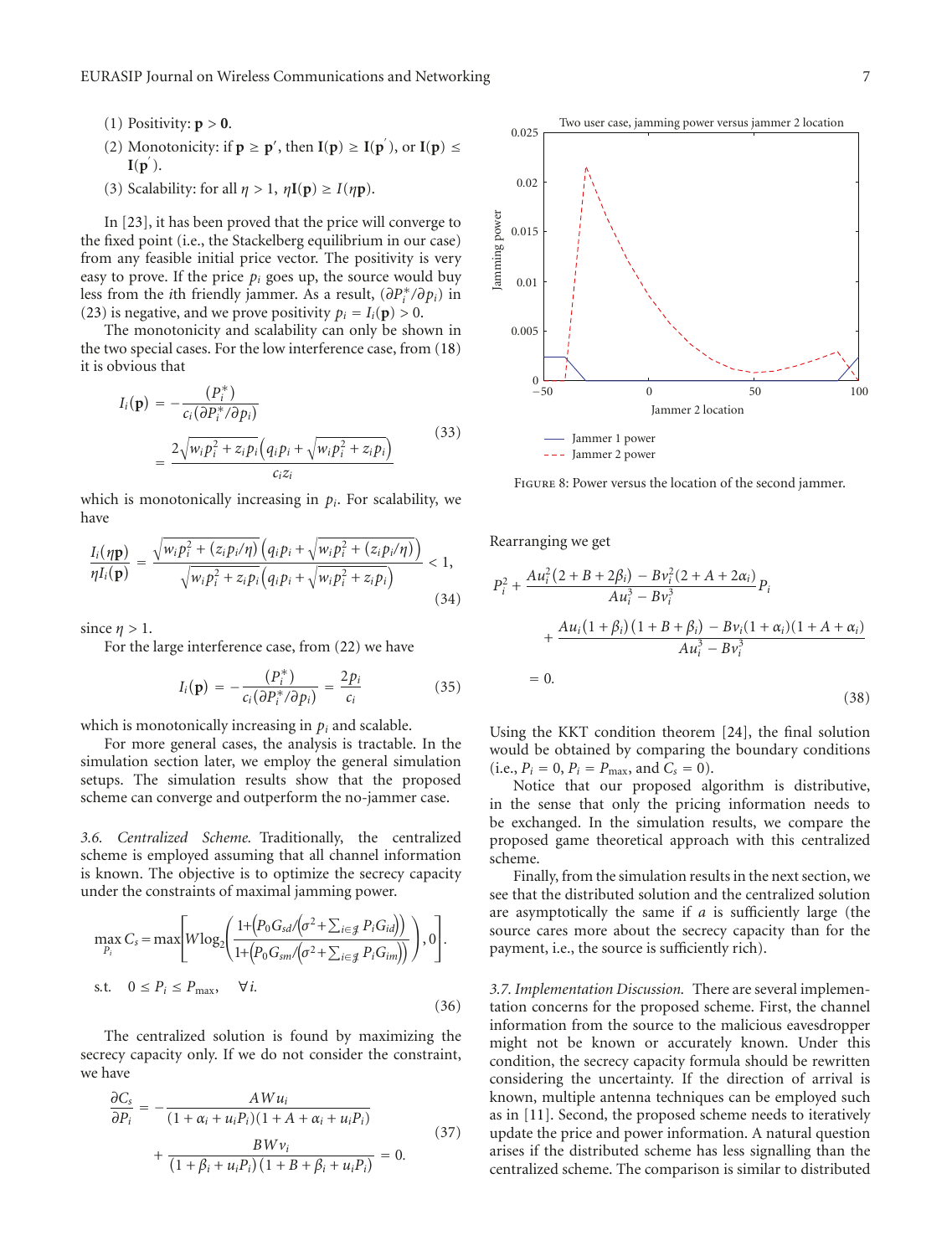(1) Positivity: $\mathbf{p} > \mathbf{0}$.

(2) Monotonicity: if $\mathbf{p} \geq \mathbf{p}'$, then $\mathbf{I}(\mathbf{p}) \geq \mathbf{I}(\mathbf{p}')$, or $\mathbf{I}(\mathbf{p}) \leq \mathbf{I}(\mathbf{p}')$.

(3) Scalability: for all $\eta > 1$, $\eta \mathbf{I}(\mathbf{p}) \geq I(\eta \mathbf{p})$.

In [23], it has been proved that the price will converge to the fixed point (i.e., the Stackelberg equilibrium in our case) from any feasible initial price vector. The positivity is very easy to prove. If the price $p_i$ goes up, the source would buy less from the $i$th friendly jammer. As a result, $(\partial P_i^*/\partial p_i)$ in (23) is negative, and we prove positivity $p_i = I_i(\mathbf{p}) > 0$.

The monotonicity and scalability can only be shown in the two special cases. For the low interference case, from (18) it is obvious that

$$I_i(\mathbf{p}) = -\frac{(P_i^*)}{c_i(\partial P_i^*/\partial p_i)} = \frac{2\sqrt{w_i p_i^2 + z_i p_i}\left(q_i p_i + \sqrt{w_i p_i^2 + z_i p_i}\right)}{c_i z_i} \tag{33}$$

which is monotonically increasing in $p_i$. For scalability, we have

$$\frac{I_i(\eta \mathbf{p})}{\eta I_i(\mathbf{p})} = \frac{\sqrt{w_i p_i^2 + (z_i p_i/\eta)}\left(q_i p_i + \sqrt{w_i p_i^2 + (z_i p_i/\eta)}\right)}{\sqrt{w_i p_i^2 + z_i p_i}\left(q_i p_i + \sqrt{w_i p_i^2 + z_i p_i}\right)} < 1, \tag{34}$$

since $\eta > 1$.

For the large interference case, from (22) we have

$$I_i(\mathbf{p}) = -\frac{(P_i^*)}{c_i(\partial P_i^*/\partial p_i)} = \frac{2p_i}{c_i} \tag{35}$$

which is monotonically increasing in $p_i$ and scalable.

For more general cases, the analysis is tractable. In the simulation section later, we employ the general simulation setups. The simulation results show that the proposed scheme can converge and outperform the no-jammer case.

*3.6. Centralized Scheme.* Traditionally, the centralized scheme is employed assuming that all channel information is known. The objective is to optimize the secrecy capacity under the constraints of maximal jamming power.

$$\max_{P_i} C_s = \max\left[W \log_2\left(\frac{1 + \left(P_0 G_{sd} / \left(\sigma^2 + \sum_{i \in \mathcal{J}} P_i G_{id}\right)\right)}{1 + \left(P_0 G_{sm} / \left(\sigma^2 + \sum_{i \in \mathcal{J}} P_i G_{im}\right)\right)}\right), 0\right].$$
$$\text{s.t.} \quad 0 \leq P_i \leq P_{\max}, \quad \forall i. \tag{36}$$

The centralized solution is found by maximizing the secrecy capacity only. If we do not consider the constraint, we have

$$\frac{\partial C_s}{\partial P_i} = -\frac{AWu_i}{(1 + \alpha_i + u_i P_i)(1 + A + \alpha_i + u_i P_i)} + \frac{BWv_i}{(1 + \beta_i + u_i P_i)(1 + B + \beta_i + u_i P_i)} = 0. \tag{37}$$

Figure 8: Power versus the location of the second jammer.

Rearranging we get

$$P_i^2 + \frac{Au_i^2(2 + B + 2\beta_i) - Bv_i^2(2 + A + 2\alpha_i)}{Au_i^3 - Bv_i^3} P_i + \frac{Au_i(1 + \beta_i)(1 + B + \beta_i) - Bv_i(1 + \alpha_i)(1 + A + \alpha_i)}{Au_i^3 - Bv_i^3} = 0. \tag{38}$$

Using the KKT condition theorem [24], the final solution would be obtained by comparing the boundary conditions (i.e., $P_i = 0$, $P_i = P_{\max}$, and $C_s = 0$).

Notice that our proposed algorithm is distributive, in the sense that only the pricing information needs to be exchanged. In the simulation results, we compare the proposed game theoretical approach with this centralized scheme.

Finally, from the simulation results in the next section, we see that the distributed solution and the centralized solution are asymptotically the same if $a$ is sufficiently large (the source cares more about the secrecy capacity than for the payment, i.e., the source is sufficiently rich).

*3.7. Implementation Discussion.* There are several implementation concerns for the proposed scheme. First, the channel information from the source to the malicious eavesdropper might not be known or accurately known. Under this condition, the secrecy capacity formula should be rewritten considering the uncertainty. If the direction of arrival is known, multiple antenna techniques can be employed such as in [11]. Second, the proposed scheme needs to iteratively update the price and power information. A natural question arises if the distributed scheme has less signalling than the centralized scheme. The comparison is similar to distributed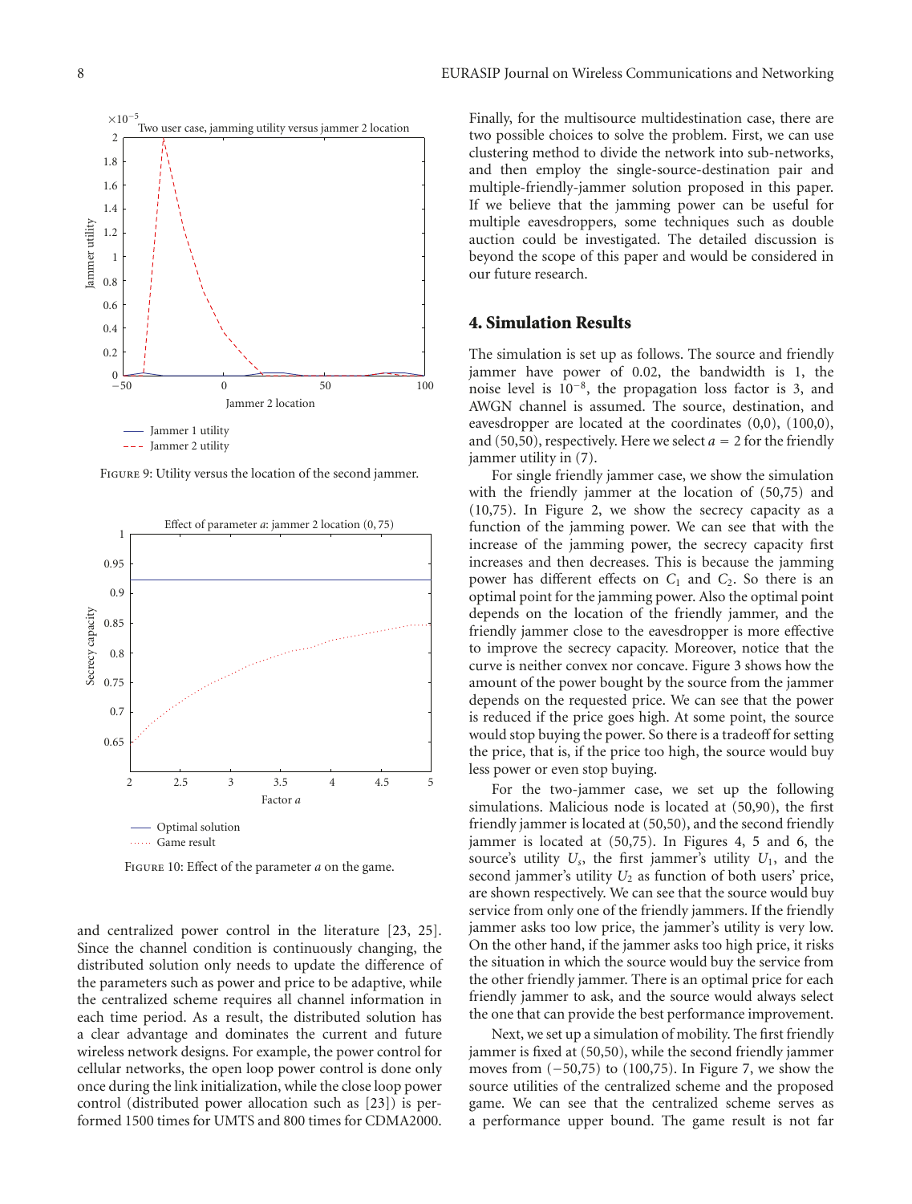Figure 9: Utility versus the location of the second jammer.

Figure 10: Effect of the parameter $a$ on the game.

and centralized power control in the literature [23, 25]. Since the channel condition is continuously changing, the distributed solution only needs to update the difference of the parameters such as power and price to be adaptive, while the centralized scheme requires all channel information in each time period. As a result, the distributed solution has a clear advantage and dominates the current and future wireless network designs. For example, the power control for cellular networks, the open loop power control is done only once during the link initialization, while the close loop power control (distributed power allocation such as [23]) is performed 1500 times for UMTS and 800 times for CDMA2000.

Finally, for the multisource multidestination case, there are two possible choices to solve the problem. First, we can use clustering method to divide the network into sub-networks, and then employ the single-source-destination pair and multiple-friendly-jammer solution proposed in this paper. If we believe that the jamming power can be useful for multiple eavesdroppers, some techniques such as double auction could be investigated. The detailed discussion is beyond the scope of this paper and would be considered in our future research.

## 4. Simulation Results

The simulation is set up as follows. The source and friendly jammer have power of 0.02, the bandwidth is 1, the noise level is $10^{-8}$, the propagation loss factor is 3, and AWGN channel is assumed. The source, destination, and eavesdropper are located at the coordinates (0,0), (100,0), and (50,50), respectively. Here we select $a = 2$ for the friendly jammer utility in (7).

For single friendly jammer case, we show the simulation with the friendly jammer at the location of (50,75) and (10,75). In Figure 2, we show the secrecy capacity as a function of the jamming power. We can see that with the increase of the jamming power, the secrecy capacity first increases and then decreases. This is because the jamming power has different effects on $C_1$ and $C_2$. So there is an optimal point for the jamming power. Also the optimal point depends on the location of the friendly jammer, and the friendly jammer close to the eavesdropper is more effective to improve the secrecy capacity. Moreover, notice that the curve is neither convex nor concave. Figure 3 shows how the amount of the power bought by the source from the jammer depends on the requested price. We can see that the power is reduced if the price goes high. At some point, the source would stop buying the power. So there is a tradeoff for setting the price, that is, if the price too high, the source would buy less power or even stop buying.

For the two-jammer case, we set up the following simulations. Malicious node is located at (50,90), the first friendly jammer is located at (50,50), and the second friendly jammer is located at (50,75). In Figures 4, 5 and 6, the source's utility $U_s$, the first jammer's utility $U_1$, and the second jammer's utility $U_2$ as function of both users' price, are shown respectively. We can see that the source would buy service from only one of the friendly jammers. If the friendly jammer asks too low price, the jammer's utility is very low. On the other hand, if the jammer asks too high price, it risks the situation in which the source would buy the service from the other friendly jammer. There is an optimal price for each friendly jammer to ask, and the source would always select the one that can provide the best performance improvement.

Next, we set up a simulation of mobility. The first friendly jammer is fixed at (50,50), while the second friendly jammer moves from (−50,75) to (100,75). In Figure 7, we show the source utilities of the centralized scheme and the proposed game. We can see that the centralized scheme serves as a performance upper bound. The game result is not far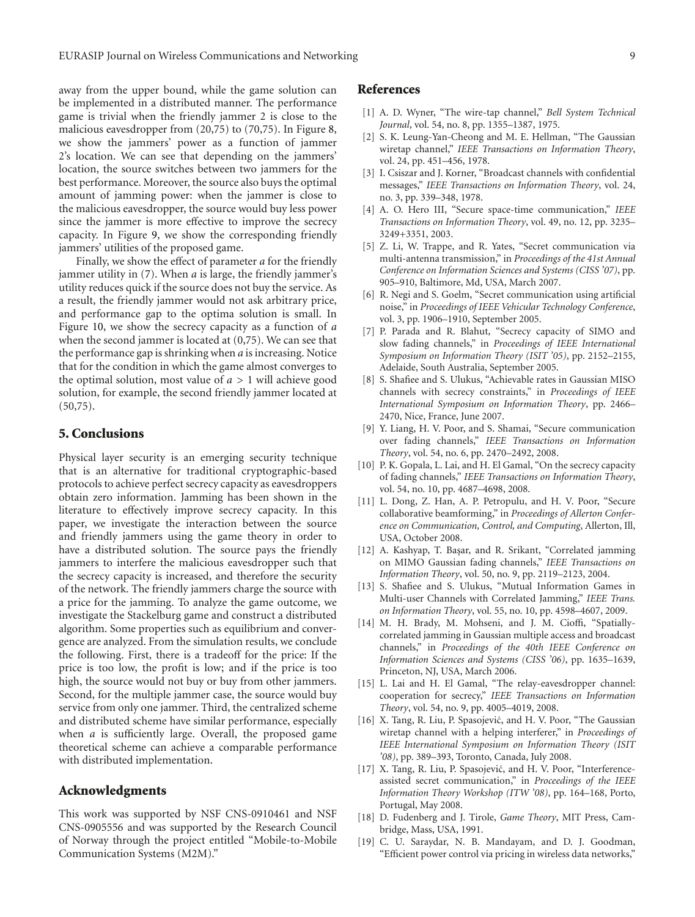away from the upper bound, while the game solution can be implemented in a distributed manner. The performance game is trivial when the friendly jammer 2 is close to the malicious eavesdropper from (20,75) to (70,75). In Figure 8, we show the jammers' power as a function of jammer 2's location. We can see that depending on the jammers' location, the source switches between two jammers for the best performance. Moreover, the source also buys the optimal amount of jamming power: when the jammer is close to the malicious eavesdropper, the source would buy less power since the jammer is more effective to improve the secrecy capacity. In Figure 9, we show the corresponding friendly jammers' utilities of the proposed game.

Finally, we show the effect of parameter $a$ for the friendly jammer utility in (7). When $a$ is large, the friendly jammer's utility reduces quick if the source does not buy the service. As a result, the friendly jammer would not ask arbitrary price, and performance gap to the optima solution is small. In Figure 10, we show the secrecy capacity as a function of $a$ when the second jammer is located at (0,75). We can see that the performance gap is shrinking when $a$ is increasing. Notice that for the condition in which the game almost converges to the optimal solution, most value of $a > 1$ will achieve good solution, for example, the second friendly jammer located at (50,75).

## 5. Conclusions

Physical layer security is an emerging security technique that is an alternative for traditional cryptographic-based protocols to achieve perfect secrecy capacity as eavesdroppers obtain zero information. Jamming has been shown in the literature to effectively improve secrecy capacity. In this paper, we investigate the interaction between the source and friendly jammers using the game theory in order to have a distributed solution. The source pays the friendly jammers to interfere the malicious eavesdropper such that the secrecy capacity is increased, and therefore the security of the network. The friendly jammers charge the source with a price for the jamming. To analyze the game outcome, we investigate the Stackelburg game and construct a distributed algorithm. Some properties such as equilibrium and convergence are analyzed. From the simulation results, we conclude the following. First, there is a tradeoff for the price: If the price is too low, the profit is low; and if the price is too high, the source would not buy or buy from other jammers. Second, for the multiple jammer case, the source would buy service from only one jammer. Third, the centralized scheme and distributed scheme have similar performance, especially when $a$ is sufficiently large. Overall, the proposed game theoretical scheme can achieve a comparable performance with distributed implementation.

## Acknowledgments

This work was supported by NSF CNS-0910461 and NSF CNS-0905556 and was supported by the Research Council of Norway through the project entitled "Mobile-to-Mobile Communication Systems (M2M)."

## References

[1] A. D. Wyner, "The wire-tap channel," *Bell System Technical Journal*, vol. 54, no. 8, pp. 1355–1387, 1975.

[2] S. K. Leung-Yan-Cheong and M. E. Hellman, "The Gaussian wiretap channel," *IEEE Transactions on Information Theory*, vol. 24, pp. 451–456, 1978.

[3] I. Csiszar and J. Korner, "Broadcast channels with confidential messages," *IEEE Transactions on Information Theory*, vol. 24, no. 3, pp. 339–348, 1978.

[4] A. O. Hero III, "Secure space-time communication," *IEEE Transactions on Information Theory*, vol. 49, no. 12, pp. 3235–3249+3351, 2003.

[5] Z. Li, W. Trappe, and R. Yates, "Secret communication via multi-antenna transmission," in *Proceedings of the 41st Annual Conference on Information Sciences and Systems (CISS '07)*, pp. 905–910, Baltimore, Md, USA, March 2007.

[6] R. Negi and S. Goelm, "Secret communication using artificial noise," in *Proceedings of IEEE Vehicular Technology Conference*, vol. 3, pp. 1906–1910, September 2005.

[7] P. Parada and R. Blahut, "Secrecy capacity of SIMO and slow fading channels," in *Proceedings of IEEE International Symposium on Information Theory (ISIT '05)*, pp. 2152–2155, Adelaide, South Australia, September 2005.

[8] S. Shafiee and S. Ulukus, "Achievable rates in Gaussian MISO channels with secrecy constraints," in *Proceedings of IEEE International Symposium on Information Theory*, pp. 2466–2470, Nice, France, June 2007.

[9] Y. Liang, H. V. Poor, and S. Shamai, "Secure communication over fading channels," *IEEE Transactions on Information Theory*, vol. 54, no. 6, pp. 2470–2492, 2008.

[10] P. K. Gopala, L. Lai, and H. El Gamal, "On the secrecy capacity of fading channels," *IEEE Transactions on Information Theory*, vol. 54, no. 10, pp. 4687–4698, 2008.

[11] L. Dong, Z. Han, A. P. Petropulu, and H. V. Poor, "Secure collaborative beamforming," in *Proceedings of Allerton Conference on Communication, Control, and Computing*, Allerton, Ill, USA, October 2008.

[12] A. Kashyap, T. Başar, and R. Srikant, "Correlated jamming on MIMO Gaussian fading channels," *IEEE Transactions on Information Theory*, vol. 50, no. 9, pp. 2119–2123, 2004.

[13] S. Shafiee and S. Ulukus, "Mutual Information Games in Multi-user Channels with Correlated Jamming," *IEEE Trans. on Information Theory*, vol. 55, no. 10, pp. 4598–4607, 2009.

[14] M. H. Brady, M. Mohseni, and J. M. Cioffi, "Spatially-correlated jamming in Gaussian multiple access and broadcast channels," in *Proceedings of the 40th IEEE Conference on Information Sciences and Systems (CISS '06)*, pp. 1635–1639, Princeton, NJ, USA, March 2006.

[15] L. Lai and H. El Gamal, "The relay-eavesdropper channel: cooperation for secrecy," *IEEE Transactions on Information Theory*, vol. 54, no. 9, pp. 4005–4019, 2008.

[16] X. Tang, R. Liu, P. Spasojević, and H. V. Poor, "The Gaussian wiretap channel with a helping interferer," in *Proceedings of IEEE International Symposium on Information Theory (ISIT '08)*, pp. 389–393, Toronto, Canada, July 2008.

[17] X. Tang, R. Liu, P. Spasojević, and H. V. Poor, "Interference-assisted secret communication," in *Proceedings of the IEEE Information Theory Workshop (ITW '08)*, pp. 164–168, Porto, Portugal, May 2008.

[18] D. Fudenberg and J. Tirole, *Game Theory*, MIT Press, Cambridge, Mass, USA, 1991.

[19] C. U. Saraydar, N. B. Mandayam, and D. J. Goodman, "Efficient power control via pricing in wireless data networks,"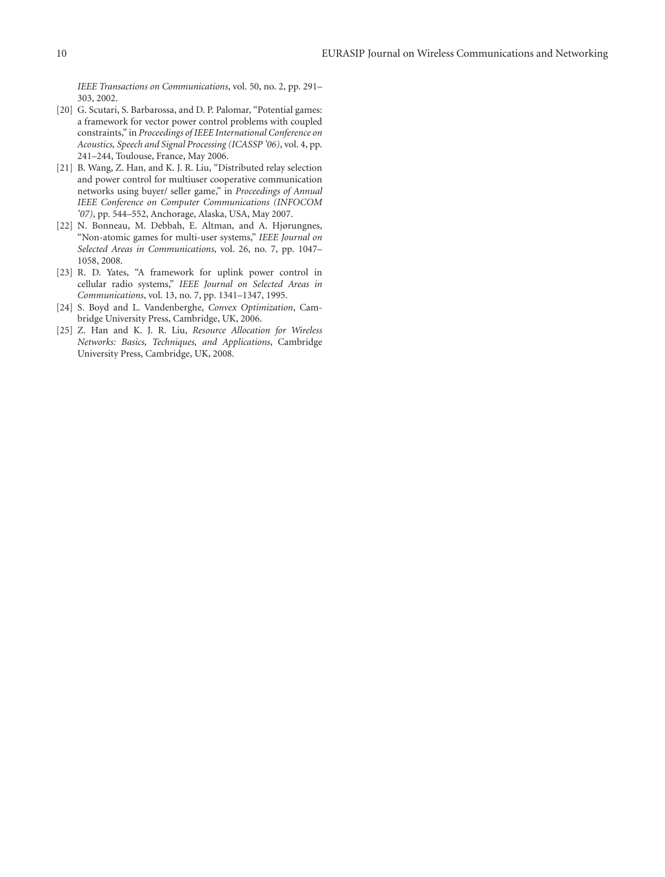*IEEE Transactions on Communications*, vol. 50, no. 2, pp. 291–303, 2002.

[20] G. Scutari, S. Barbarossa, and D. P. Palomar, "Potential games: a framework for vector power control problems with coupled constraints," in *Proceedings of IEEE International Conference on Acoustics, Speech and Signal Processing (ICASSP '06)*, vol. 4, pp. 241–244, Toulouse, France, May 2006.

[21] B. Wang, Z. Han, and K. J. R. Liu, "Distributed relay selection and power control for multiuser cooperative communication networks using buyer/ seller game," in *Proceedings of Annual IEEE Conference on Computer Communications (INFOCOM '07)*, pp. 544–552, Anchorage, Alaska, USA, May 2007.

[22] N. Bonneau, M. Debbah, E. Altman, and A. Hjørungnes, "Non-atomic games for multi-user systems," *IEEE Journal on Selected Areas in Communications*, vol. 26, no. 7, pp. 1047–1058, 2008.

[23] R. D. Yates, "A framework for uplink power control in cellular radio systems," *IEEE Journal on Selected Areas in Communications*, vol. 13, no. 7, pp. 1341–1347, 1995.

[24] S. Boyd and L. Vandenberghe, *Convex Optimization*, Cambridge University Press, Cambridge, UK, 2006.

[25] Z. Han and K. J. R. Liu, *Resource Allocation for Wireless Networks: Basics, Techniques, and Applications*, Cambridge University Press, Cambridge, UK, 2008.